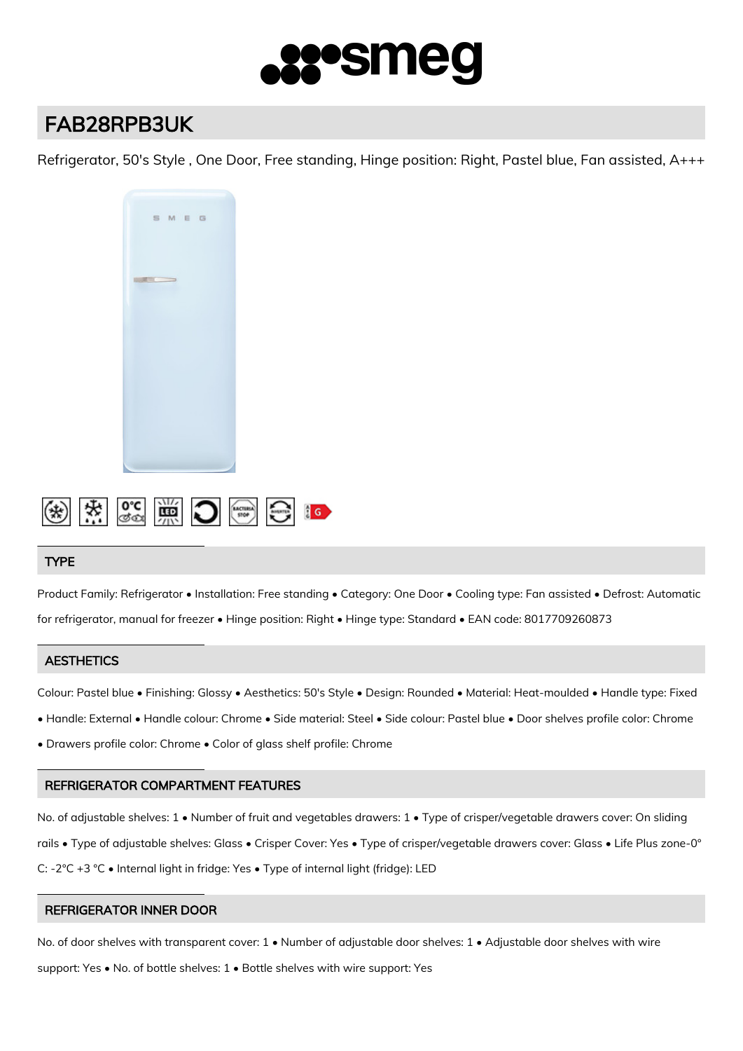# FAB28RPB3UK

Refrigerator, 50's Style , One Door, Free standing, Hinge position: Right, Pastel blue, Fan assisted, A+++

## TYPE

Product Family: Refrigerator • Installation: Free standing • Category: One Door • Cooling type: Fan assisted • Defrost: Automatic for refrigerator, manual for freezer • Hinge position: Right • Hinge type: Standard • EAN code: 8017709260873

## AESTHETICS

Colour: Pastel blue • Finishing: Glossy • Aesthetics: 50's Style • Design: Rounded • Material: Heat-moulded • Handle type: Fixed • Handle: External • Handle colour: Chrome • Side material: Steel • Side colour: Pastel blue • Door shelves profile color: Chrome • Drawers profile color: Chrome • Color of glass shelf profile: Chrome

## REFRIGERATOR COMPARTMENT FEATURES

No. of adjustable shelves: 1 • Number of fruit and vegetables drawers: 1 • Type of crisper/vegetable drawers cover: On sliding rails • Type of adjustable shelves: Glass • Crisper Cover: Yes • Type of crisper/vegetable drawers cover: Glass • Life Plus zone-0° C: -2°C +3 °C • Internal light in fridge: Yes • Type of internal light (fridge): LED

## REFRIGERATOR INNER DOOR

No. of door shelves with transparent cover: 1 • Number of adjustable door shelves: 1 • Adjustable door shelves with wire support: Yes • No. of bottle shelves: 1 • Bottle shelves with wire support: Yes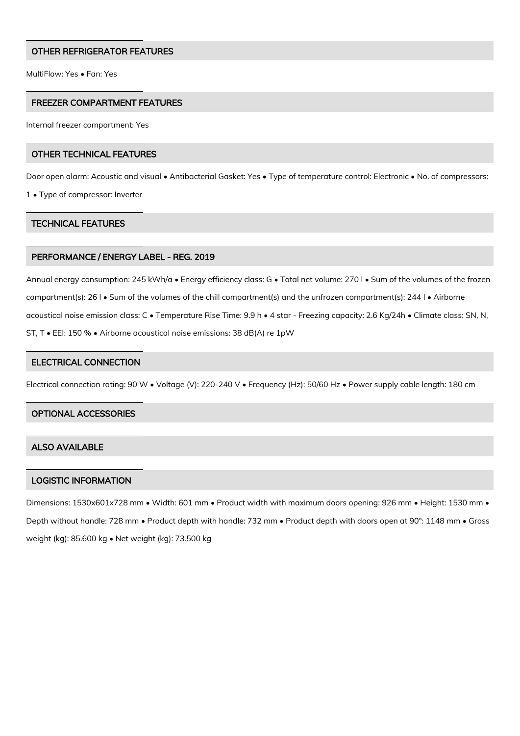## OTHER REFRIGERATOR FEATURES

MultiFlow: Yes • Fan: Yes

## FREEZER COMPARTMENT FEATURES

Internal freezer compartment: Yes

## OTHER TECHNICAL FEATURES

Door open alarm: Acoustic and visual • Antibacterial Gasket: Yes • Type of temperature control: Electronic • No. of compressors: 1 • Type of compressor: Inverter

## TECHNICAL FEATURES

## PERFORMANCE / ENERGY LABEL - REG. 2019

Annual energy consumption: 245 kWh/a • Energy efficiency class: G • Total net volume: 270 l • Sum of the volumes of the frozen compartment(s): 26 l • Sum of the volumes of the chill compartment(s) and the unfrozen compartment(s): 244 l • Airborne acoustical noise emission class: C • Temperature Rise Time: 9.9 h • 4 star - Freezing capacity: 2.6 Kg/24h • Climate class: SN, N, ST, T • EEI: 150 % • Airborne acoustical noise emissions: 38 dB(A) re 1pW

## ELECTRICAL CONNECTION

Electrical connection rating: 90 W • Voltage (V): 220-240 V • Frequency (Hz): 50/60 Hz • Power supply cable length: 180 cm

## OPTIONAL ACCESSORIES

## ALSO AVAILABLE

## LOGISTIC INFORMATION

Dimensions: 1530x601x728 mm • Width: 601 mm • Product width with maximum doors opening: 926 mm • Height: 1530 mm • Depth without handle: 728 mm • Product depth with handle: 732 mm • Product depth with doors open at 90°: 1148 mm • Gross weight (kg): 85.600 kg • Net weight (kg): 73.500 kg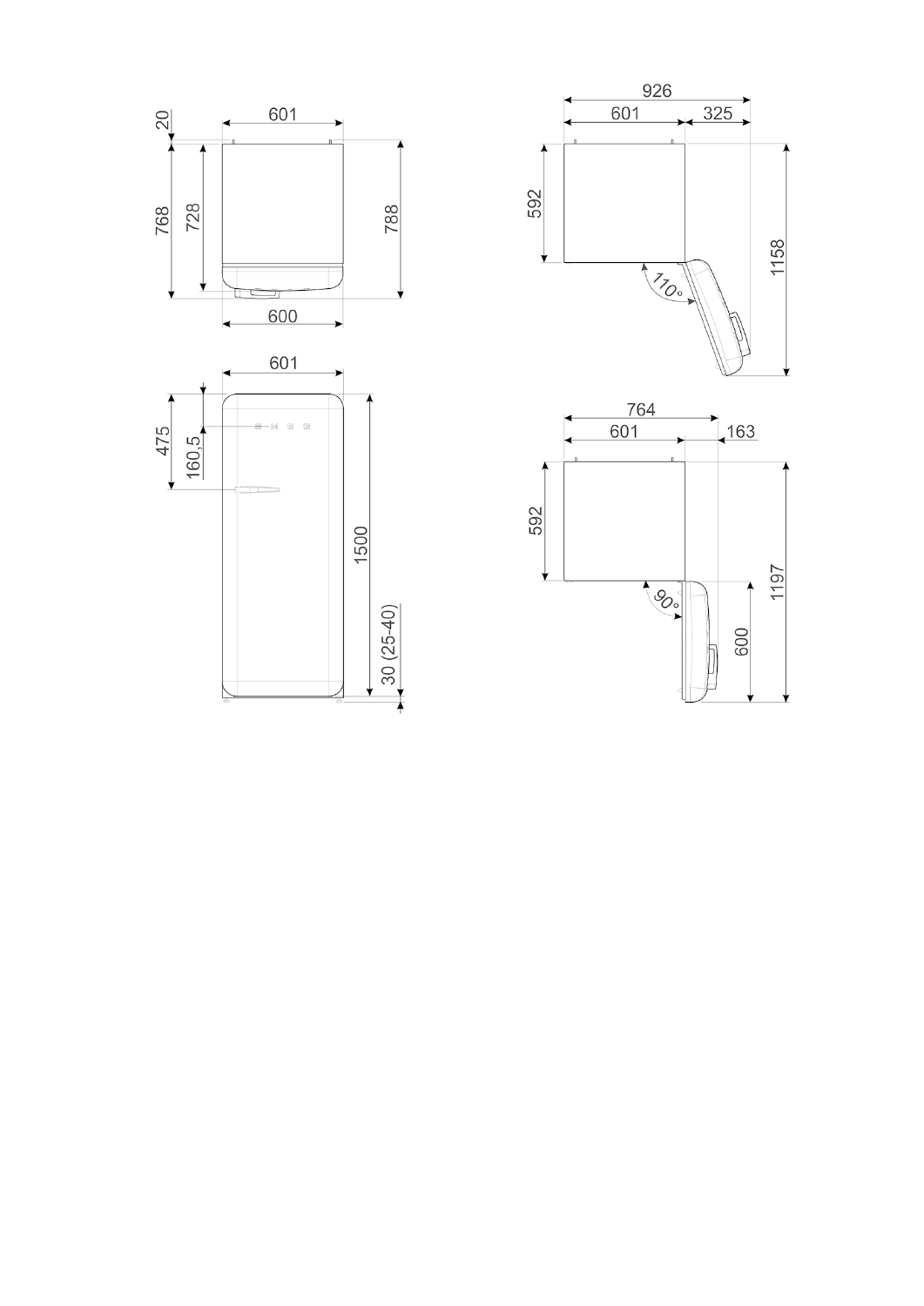601

20

768

728

788

600

926

601

325

592

110°

1158

601

475

160,5

1500

30 (25-40)

764

601

163

592

90°

600

1197